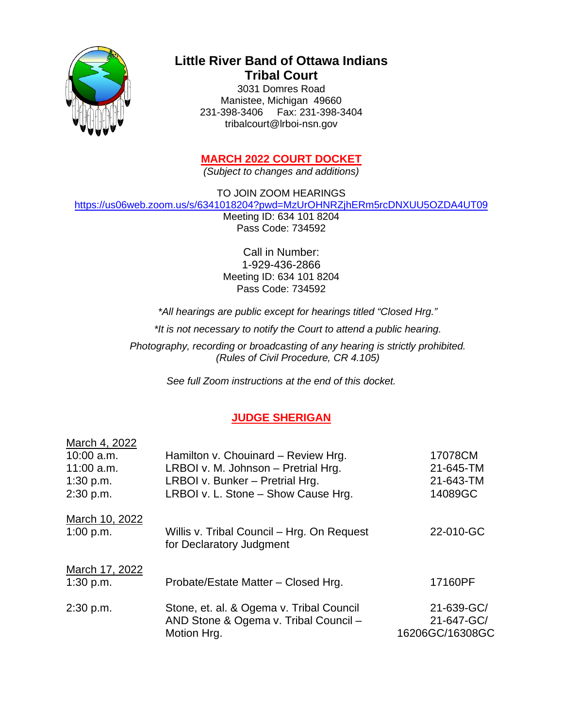# Little River Band of Ottawa Indians Tribal Court

3031 Domres Road
Manistee, Michigan 49660
231-398-3406 Fax: 231-398-3404
tribalcourt@lrboi-nsn.gov

## MARCH 2022 COURT DOCKET

*(Subject to changes and additions)*

TO JOIN ZOOM HEARINGS
https://us06web.zoom.us/s/6341018204?pwd=MzUrOHNRZjhERm5rcDNXUU5OZDA4UT09
Meeting ID: 634 101 8204
Pass Code: 734592

Call in Number:
1-929-436-2866
Meeting ID: 634 101 8204
Pass Code: 734592

*\*All hearings are public except for hearings titled "Closed Hrg."*

*\*It is not necessary to notify the Court to attend a public hearing.*

*Photography, recording or broadcasting of any hearing is strictly prohibited. (Rules of Civil Procedure, CR 4.105)*

*See full Zoom instructions at the end of this docket.*

## JUDGE SHERIGAN

| Date / Time | Case | Case No. |
|---|---|---|
| **March 4, 2022** | | |
| 10:00 a.m. | Hamilton v. Chouinard – Review Hrg. | 17078CM |
| 11:00 a.m. | LRBOI v. M. Johnson – Pretrial Hrg. | 21-645-TM |
| 1:30 p.m. | LRBOI v. Bunker – Pretrial Hrg. | 21-643-TM |
| 2:30 p.m. | LRBOI v. L. Stone – Show Cause Hrg. | 14089GC |
| **March 10, 2022** | | |
| 1:00 p.m. | Willis v. Tribal Council – Hrg. On Request for Declaratory Judgment | 22-010-GC |
| **March 17, 2022** | | |
| 1:30 p.m. | Probate/Estate Matter – Closed Hrg. | 17160PF |
| 2:30 p.m. | Stone, et. al. & Ogema v. Tribal Council AND Stone & Ogema v. Tribal Council – Motion Hrg. | 21-639-GC/ 21-647-GC/ 16206GC/16308GC |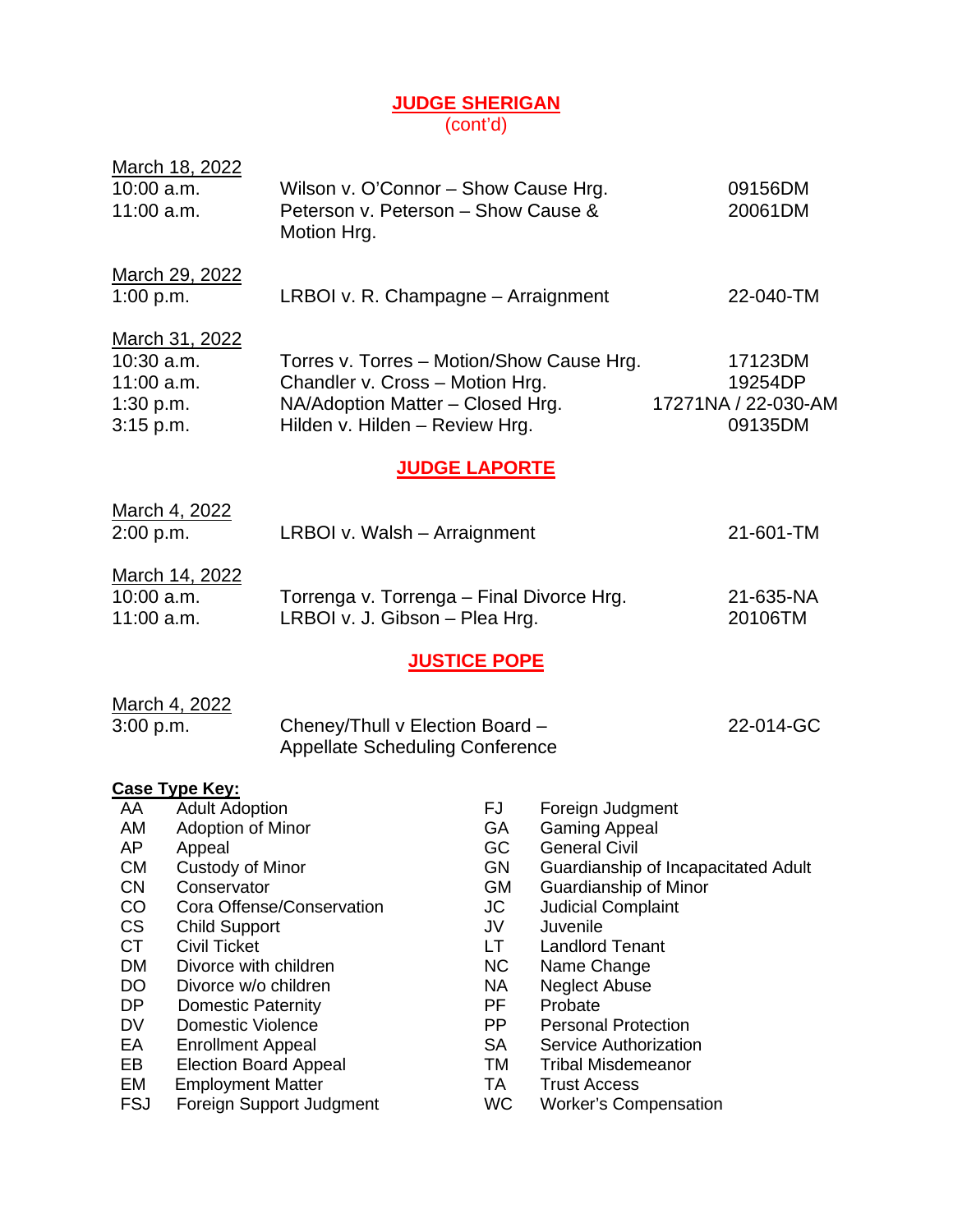## JUDGE SHERIGAN
(cont'd)

**March 18, 2022**

| | | |
|---|---|---|
| 10:00 a.m. | Wilson v. O'Connor – Show Cause Hrg. | 09156DM |
| 11:00 a.m. | Peterson v. Peterson – Show Cause & Motion Hrg. | 20061DM |

**March 29, 2022**

| | | |
|---|---|---|
| 1:00 p.m. | LRBOI v. R. Champagne – Arraignment | 22-040-TM |

**March 31, 2022**

| | | |
|---|---|---|
| 10:30 a.m. | Torres v. Torres – Motion/Show Cause Hrg. | 17123DM |
| 11:00 a.m. | Chandler v. Cross – Motion Hrg. | 19254DP |
| 1:30 p.m. | NA/Adoption Matter – Closed Hrg. | 17271NA / 22-030-AM |
| 3:15 p.m. | Hilden v. Hilden – Review Hrg. | 09135DM |

## JUDGE LAPORTE

**March 4, 2022**

| | | |
|---|---|---|
| 2:00 p.m. | LRBOI v. Walsh – Arraignment | 21-601-TM |

**March 14, 2022**

| | | |
|---|---|---|
| 10:00 a.m. | Torrenga v. Torrenga – Final Divorce Hrg. | 21-635-NA |
| 11:00 a.m. | LRBOI v. J. Gibson – Plea Hrg. | 20106TM |

## JUSTICE POPE

**March 4, 2022**

| | | |
|---|---|---|
| 3:00 p.m. | Cheney/Thull v Election Board – Appellate Scheduling Conference | 22-014-GC |

**Case Type Key:**

| | | | |
|---|---|---|---|
| AA | Adult Adoption | FJ | Foreign Judgment |
| AM | Adoption of Minor | GA | Gaming Appeal |
| AP | Appeal | GC | General Civil |
| CM | Custody of Minor | GN | Guardianship of Incapacitated Adult |
| CN | Conservator | GM | Guardianship of Minor |
| CO | Cora Offense/Conservation | JC | Judicial Complaint |
| CS | Child Support | JV | Juvenile |
| CT | Civil Ticket | LT | Landlord Tenant |
| DM | Divorce with children | NC | Name Change |
| DO | Divorce w/o children | NA | Neglect Abuse |
| DP | Domestic Paternity | PF | Probate |
| DV | Domestic Violence | PP | Personal Protection |
| EA | Enrollment Appeal | SA | Service Authorization |
| EB | Election Board Appeal | TM | Tribal Misdemeanor |
| EM | Employment Matter | TA | Trust Access |
| FSJ | Foreign Support Judgment | WC | Worker's Compensation |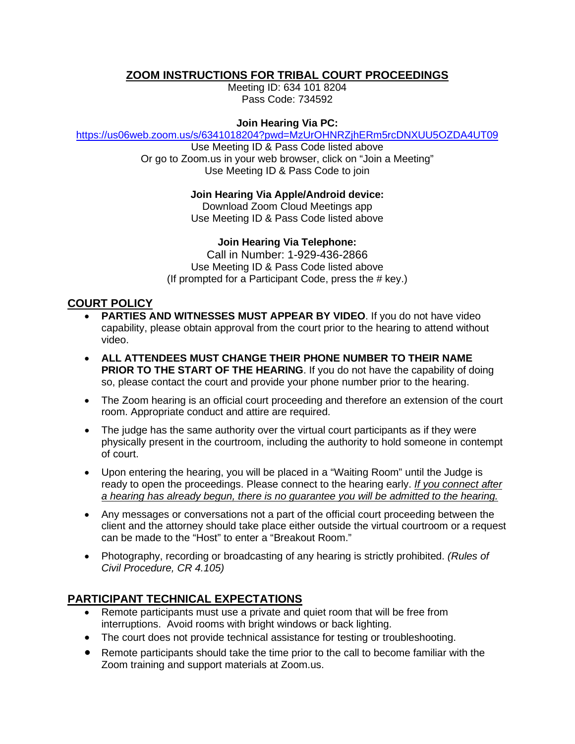## ZOOM INSTRUCTIONS FOR TRIBAL COURT PROCEEDINGS

Meeting ID: 634 101 8204
Pass Code: 734592

**Join Hearing Via PC:**

https://us06web.zoom.us/s/6341018204?pwd=MzUrOHNRZjhERm5rcDNXUU5OZDA4UT09

Use Meeting ID & Pass Code listed above
Or go to Zoom.us in your web browser, click on "Join a Meeting"
Use Meeting ID & Pass Code to join

**Join Hearing Via Apple/Android device:**

Download Zoom Cloud Meetings app
Use Meeting ID & Pass Code listed above

**Join Hearing Via Telephone:**

Call in Number: 1-929-436-2866
Use Meeting ID & Pass Code listed above
(If prompted for a Participant Code, press the # key.)

## COURT POLICY

- **PARTIES AND WITNESSES MUST APPEAR BY VIDEO**. If you do not have video capability, please obtain approval from the court prior to the hearing to attend without video.
- **ALL ATTENDEES MUST CHANGE THEIR PHONE NUMBER TO THEIR NAME PRIOR TO THE START OF THE HEARING**. If you do not have the capability of doing so, please contact the court and provide your phone number prior to the hearing.
- The Zoom hearing is an official court proceeding and therefore an extension of the court room. Appropriate conduct and attire are required.
- The judge has the same authority over the virtual court participants as if they were physically present in the courtroom, including the authority to hold someone in contempt of court.
- Upon entering the hearing, you will be placed in a "Waiting Room" until the Judge is ready to open the proceedings. Please connect to the hearing early. *If you connect after a hearing has already begun, there is no guarantee you will be admitted to the hearing.*
- Any messages or conversations not a part of the official court proceeding between the client and the attorney should take place either outside the virtual courtroom or a request can be made to the "Host" to enter a "Breakout Room."
- Photography, recording or broadcasting of any hearing is strictly prohibited. *(Rules of Civil Procedure, CR 4.105)*

## PARTICIPANT TECHNICAL EXPECTATIONS

- Remote participants must use a private and quiet room that will be free from interruptions. Avoid rooms with bright windows or back lighting.
- The court does not provide technical assistance for testing or troubleshooting.
- Remote participants should take the time prior to the call to become familiar with the Zoom training and support materials at Zoom.us.